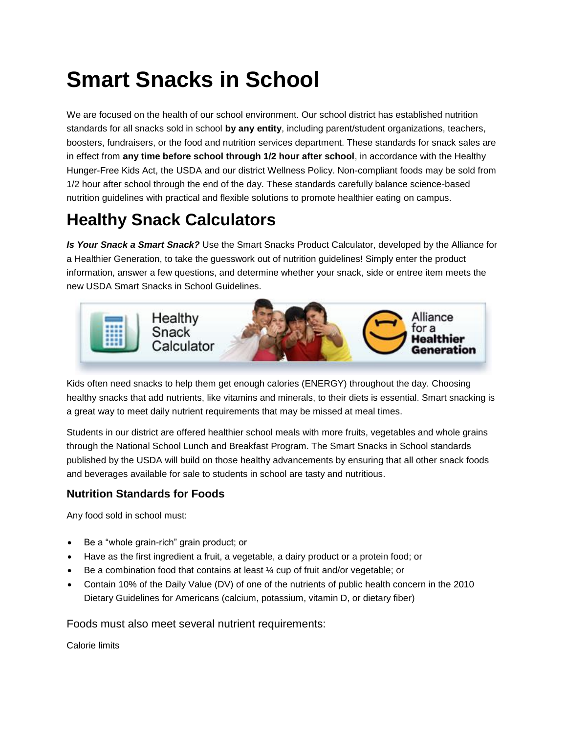# Smart Snacks in School

We are focused on the health of our school environment. Our school district has established nutrition standards for all snacks sold in school **by any entity**, including parent/student organizations, teachers, boosters, fundraisers, or the food and nutrition services department. These standards for snack sales are in effect from **any time before school through 1/2 hour after school**, in accordance with the Healthy Hunger-Free Kids Act, the USDA and our district Wellness Policy. Non-compliant foods may be sold from 1/2 hour after school through the end of the day. These standards carefully balance science-based nutrition guidelines with practical and flexible solutions to promote healthier eating on campus.

# Healthy Snack Calculators

***Is Your Snack a Smart Snack?*** Use the Smart Snacks Product Calculator, developed by the Alliance for a Healthier Generation, to take the guesswork out of nutrition guidelines! Simply enter the product information, answer a few questions, and determine whether your snack, side or entree item meets the new USDA Smart Snacks in School Guidelines.

Kids often need snacks to help them get enough calories (ENERGY) throughout the day. Choosing healthy snacks that add nutrients, like vitamins and minerals, to their diets is essential. Smart snacking is a great way to meet daily nutrient requirements that may be missed at meal times.

Students in our district are offered healthier school meals with more fruits, vegetables and whole grains through the National School Lunch and Breakfast Program. The Smart Snacks in School standards published by the USDA will build on those healthy advancements by ensuring that all other snack foods and beverages available for sale to students in school are tasty and nutritious.

### Nutrition Standards for Foods

Any food sold in school must:

- Be a "whole grain-rich" grain product; or
- Have as the first ingredient a fruit, a vegetable, a dairy product or a protein food; or
- Be a combination food that contains at least ¼ cup of fruit and/or vegetable; or
- Contain 10% of the Daily Value (DV) of one of the nutrients of public health concern in the 2010 Dietary Guidelines for Americans (calcium, potassium, vitamin D, or dietary fiber)

Foods must also meet several nutrient requirements:

Calorie limits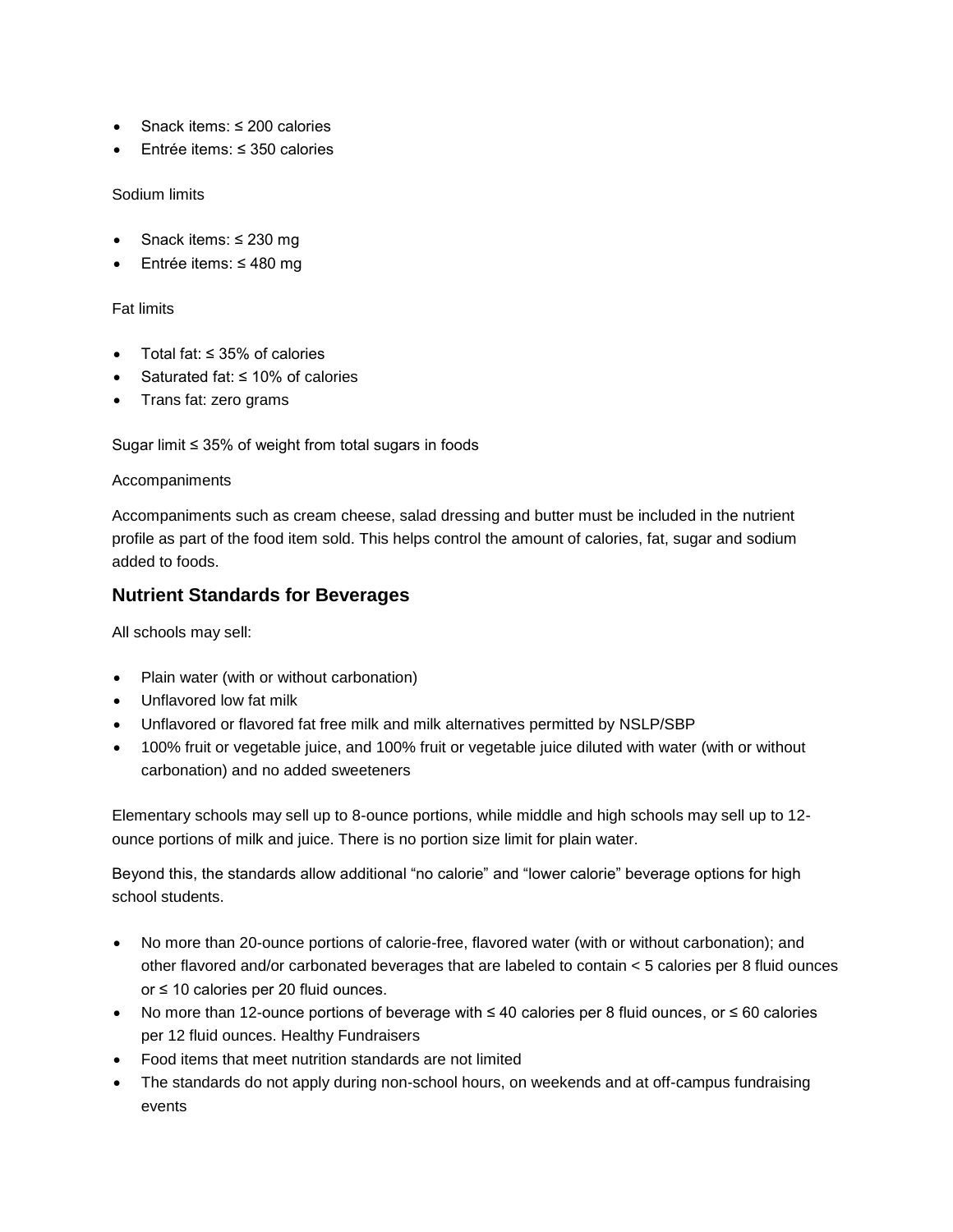- Snack items: ≤ 200 calories
- Entrée items: ≤ 350 calories

Sodium limits

- Snack items: ≤ 230 mg
- Entrée items: ≤ 480 mg

Fat limits

- Total fat: ≤ 35% of calories
- Saturated fat: ≤ 10% of calories
- Trans fat: zero grams

Sugar limit ≤ 35% of weight from total sugars in foods

Accompaniments

Accompaniments such as cream cheese, salad dressing and butter must be included in the nutrient profile as part of the food item sold. This helps control the amount of calories, fat, sugar and sodium added to foods.

## Nutrient Standards for Beverages

All schools may sell:

- Plain water (with or without carbonation)
- Unflavored low fat milk
- Unflavored or flavored fat free milk and milk alternatives permitted by NSLP/SBP
- 100% fruit or vegetable juice, and 100% fruit or vegetable juice diluted with water (with or without carbonation) and no added sweeteners

Elementary schools may sell up to 8-ounce portions, while middle and high schools may sell up to 12-ounce portions of milk and juice. There is no portion size limit for plain water.

Beyond this, the standards allow additional "no calorie" and "lower calorie" beverage options for high school students.

- No more than 20-ounce portions of calorie-free, flavored water (with or without carbonation); and other flavored and/or carbonated beverages that are labeled to contain < 5 calories per 8 fluid ounces or ≤ 10 calories per 20 fluid ounces.
- No more than 12-ounce portions of beverage with ≤ 40 calories per 8 fluid ounces, or ≤ 60 calories per 12 fluid ounces. Healthy Fundraisers
- Food items that meet nutrition standards are not limited
- The standards do not apply during non-school hours, on weekends and at off-campus fundraising events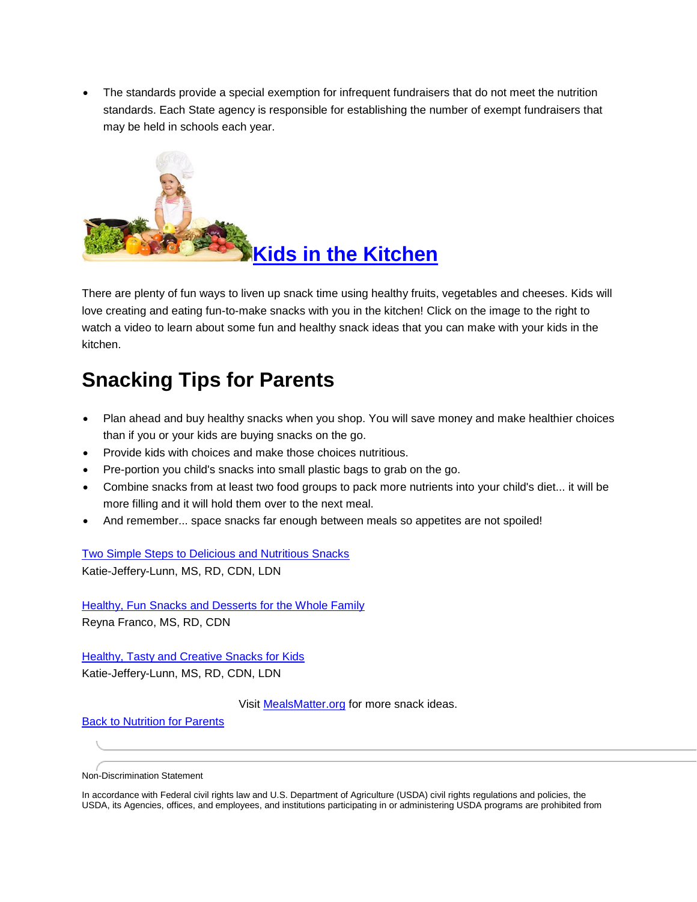- The standards provide a special exemption for infrequent fundraisers that do not meet the nutrition standards. Each State agency is responsible for establishing the number of exempt fundraisers that may be held in schools each year.

## Kids in the Kitchen

There are plenty of fun ways to liven up snack time using healthy fruits, vegetables and cheeses. Kids will love creating and eating fun-to-make snacks with you in the kitchen! Click on the image to the right to watch a video to learn about some fun and healthy snack ideas that you can make with your kids in the kitchen.

# Snacking Tips for Parents

- Plan ahead and buy healthy snacks when you shop. You will save money and make healthier choices than if you or your kids are buying snacks on the go.
- Provide kids with choices and make those choices nutritious.
- Pre-portion you child's snacks into small plastic bags to grab on the go.
- Combine snacks from at least two food groups to pack more nutrients into your child's diet... it will be more filling and it will hold them over to the next meal.
- And remember... space snacks far enough between meals so appetites are not spoiled!

Two Simple Steps to Delicious and Nutritious Snacks
Katie-Jeffery-Lunn, MS, RD, CDN, LDN

Healthy, Fun Snacks and Desserts for the Whole Family
Reyna Franco, MS, RD, CDN

Healthy, Tasty and Creative Snacks for Kids
Katie-Jeffery-Lunn, MS, RD, CDN, LDN

Visit MealsMatter.org for more snack ideas.

Back to Nutrition for Parents

Non-Discrimination Statement

In accordance with Federal civil rights law and U.S. Department of Agriculture (USDA) civil rights regulations and policies, the USDA, its Agencies, offices, and employees, and institutions participating in or administering USDA programs are prohibited from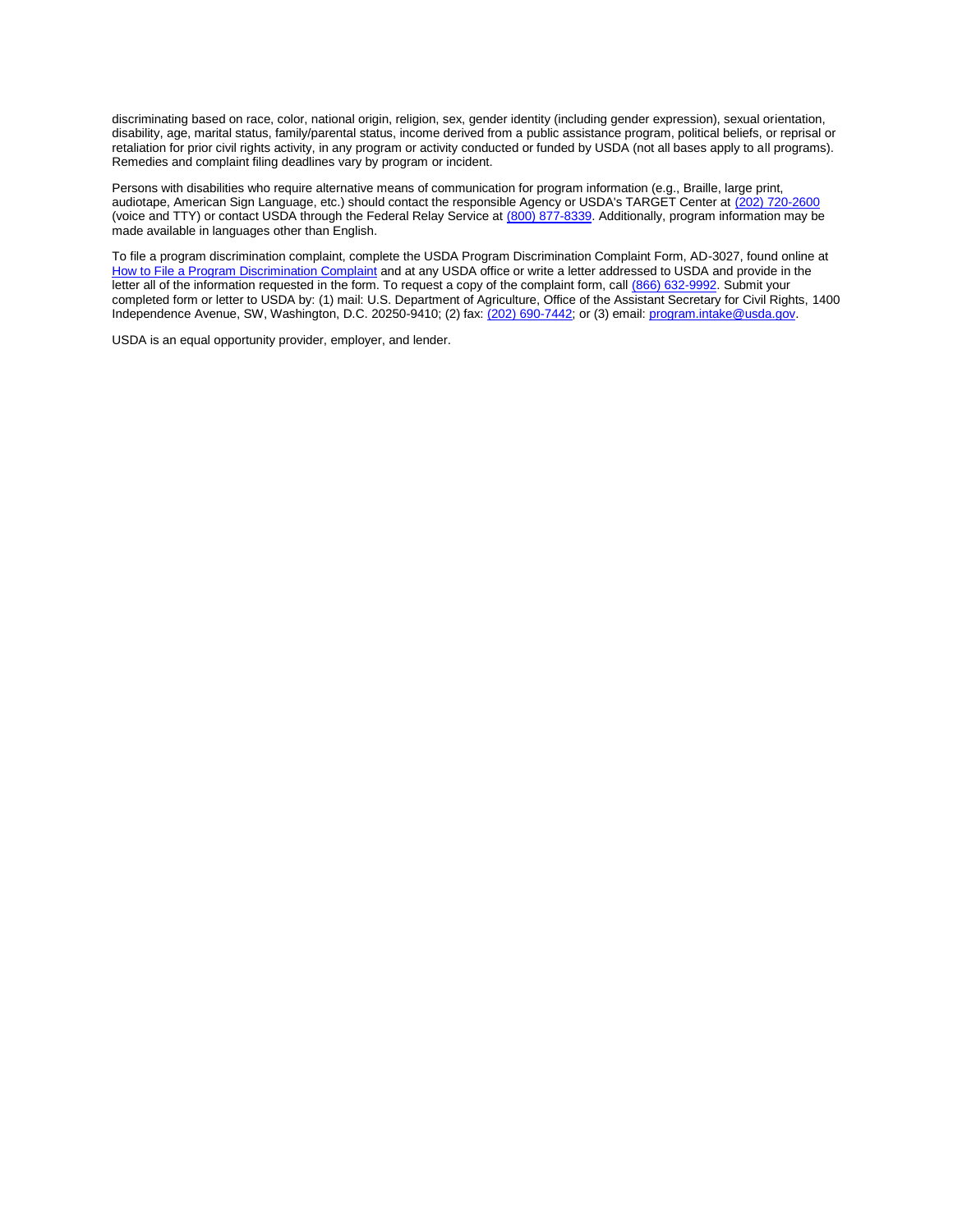discriminating based on race, color, national origin, religion, sex, gender identity (including gender expression), sexual orientation, disability, age, marital status, family/parental status, income derived from a public assistance program, political beliefs, or reprisal or retaliation for prior civil rights activity, in any program or activity conducted or funded by USDA (not all bases apply to all programs). Remedies and complaint filing deadlines vary by program or incident.

Persons with disabilities who require alternative means of communication for program information (e.g., Braille, large print, audiotape, American Sign Language, etc.) should contact the responsible Agency or USDA's TARGET Center at (202) 720-2600 (voice and TTY) or contact USDA through the Federal Relay Service at (800) 877-8339. Additionally, program information may be made available in languages other than English.

To file a program discrimination complaint, complete the USDA Program Discrimination Complaint Form, AD-3027, found online at How to File a Program Discrimination Complaint and at any USDA office or write a letter addressed to USDA and provide in the letter all of the information requested in the form. To request a copy of the complaint form, call (866) 632-9992. Submit your completed form or letter to USDA by: (1) mail: U.S. Department of Agriculture, Office of the Assistant Secretary for Civil Rights, 1400 Independence Avenue, SW, Washington, D.C. 20250-9410; (2) fax: (202) 690-7442; or (3) email: program.intake@usda.gov.

USDA is an equal opportunity provider, employer, and lender.